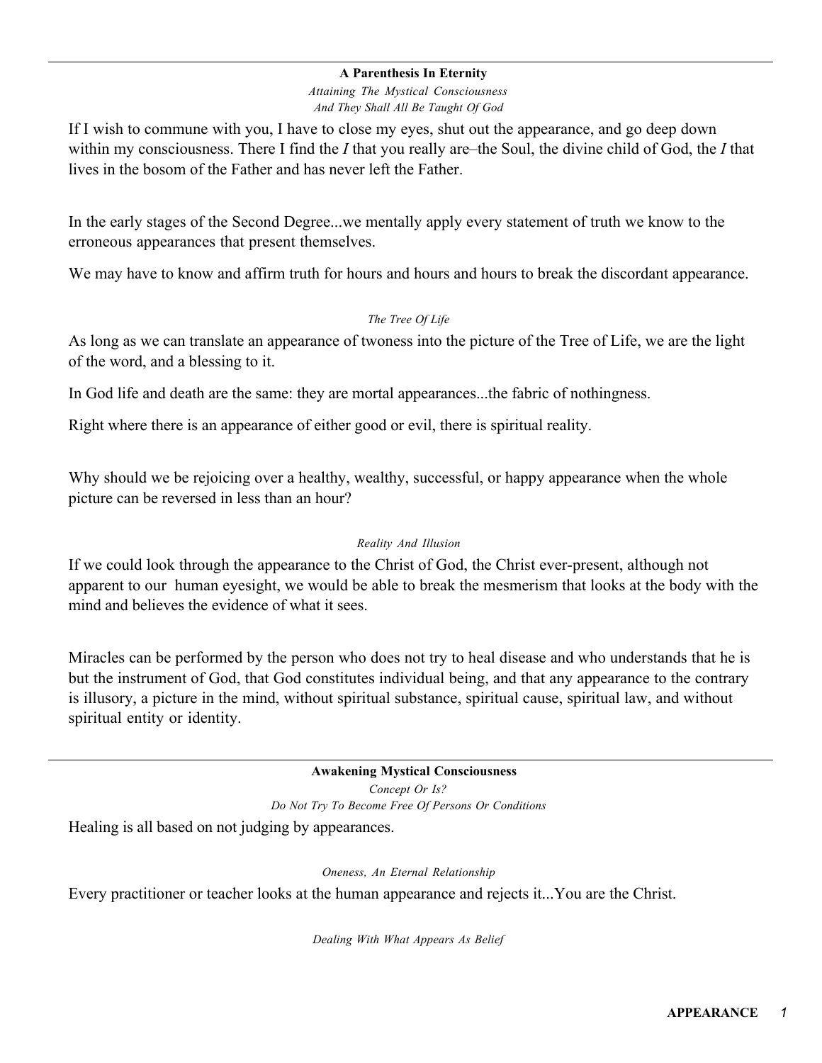## A Parenthesis In Eternity

*Attaining The Mystical Consciousness*

*And They Shall All Be Taught Of God*

If I wish to commune with you, I have to close my eyes, shut out the appearance, and go deep down within my consciousness. There I find the *I* that you really are–the Soul, the divine child of God, the *I* that lives in the bosom of the Father and has never left the Father.

In the early stages of the Second Degree...we mentally apply every statement of truth we know to the erroneous appearances that present themselves.

We may have to know and affirm truth for hours and hours and hours to break the discordant appearance.

*The Tree Of Life*

As long as we can translate an appearance of twoness into the picture of the Tree of Life, we are the light of the word, and a blessing to it.

In God life and death are the same: they are mortal appearances...the fabric of nothingness.

Right where there is an appearance of either good or evil, there is spiritual reality.

Why should we be rejoicing over a healthy, wealthy, successful, or happy appearance when the whole picture can be reversed in less than an hour?

*Reality And Illusion*

If we could look through the appearance to the Christ of God, the Christ ever-present, although not apparent to our human eyesight, we would be able to break the mesmerism that looks at the body with the mind and believes the evidence of what it sees.

Miracles can be performed by the person who does not try to heal disease and who understands that he is but the instrument of God, that God constitutes individual being, and that any appearance to the contrary is illusory, a picture in the mind, without spiritual substance, spiritual cause, spiritual law, and without spiritual entity or identity.

## Awakening Mystical Consciousness

*Concept Or Is?*

*Do Not Try To Become Free Of Persons Or Conditions*

Healing is all based on not judging by appearances.

*Oneness, An Eternal Relationship*

Every practitioner or teacher looks at the human appearance and rejects it...You are the Christ.

*Dealing With What Appears As Belief*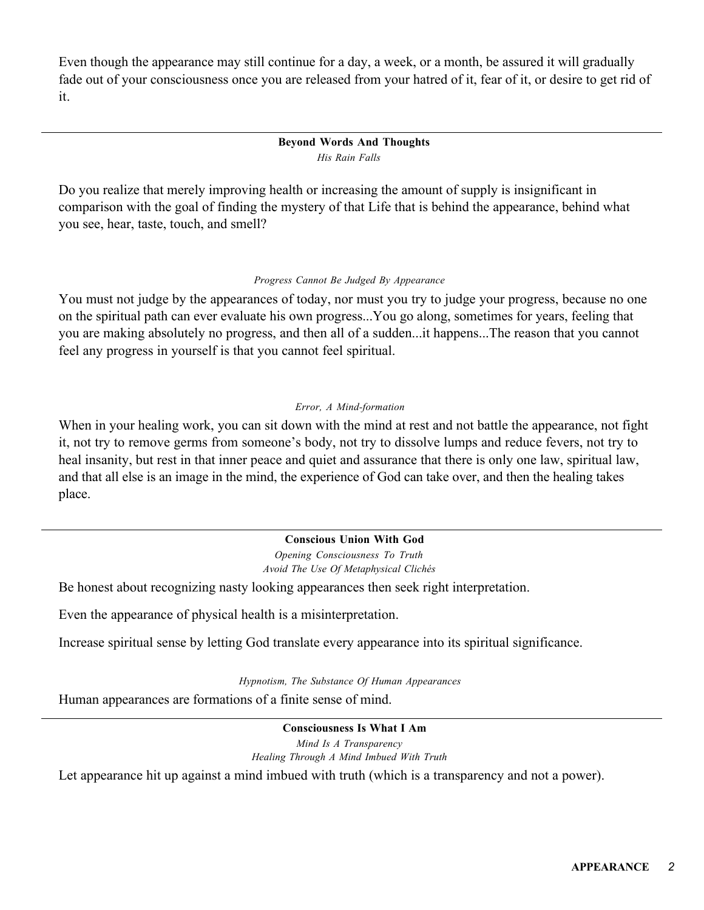Even though the appearance may still continue for a day, a week, or a month, be assured it will gradually fade out of your consciousness once you are released from your hatred of it, fear of it, or desire to get rid of it.

---

**Beyond Words And Thoughts**

*His Rain Falls*

Do you realize that merely improving health or increasing the amount of supply is insignificant in comparison with the goal of finding the mystery of that Life that is behind the appearance, behind what you see, hear, taste, touch, and smell?

*Progress Cannot Be Judged By Appearance*

You must not judge by the appearances of today, nor must you try to judge your progress, because no one on the spiritual path can ever evaluate his own progress...You go along, sometimes for years, feeling that you are making absolutely no progress, and then all of a sudden...it happens...The reason that you cannot feel any progress in yourself is that you cannot feel spiritual.

*Error, A Mind-formation*

When in your healing work, you can sit down with the mind at rest and not battle the appearance, not fight it, not try to remove germs from someone's body, not try to dissolve lumps and reduce fevers, not try to heal insanity, but rest in that inner peace and quiet and assurance that there is only one law, spiritual law, and that all else is an image in the mind, the experience of God can take over, and then the healing takes place.

---

**Conscious Union With God**

*Opening Consciousness To Truth*

*Avoid The Use Of Metaphysical Clichés*

Be honest about recognizing nasty looking appearances then seek right interpretation.

Even the appearance of physical health is a misinterpretation.

Increase spiritual sense by letting God translate every appearance into its spiritual significance.

*Hypnotism, The Substance Of Human Appearances*

Human appearances are formations of a finite sense of mind.

---

**Consciousness Is What I Am**

*Mind Is A Transparency*

*Healing Through A Mind Imbued With Truth*

Let appearance hit up against a mind imbued with truth (which is a transparency and not a power).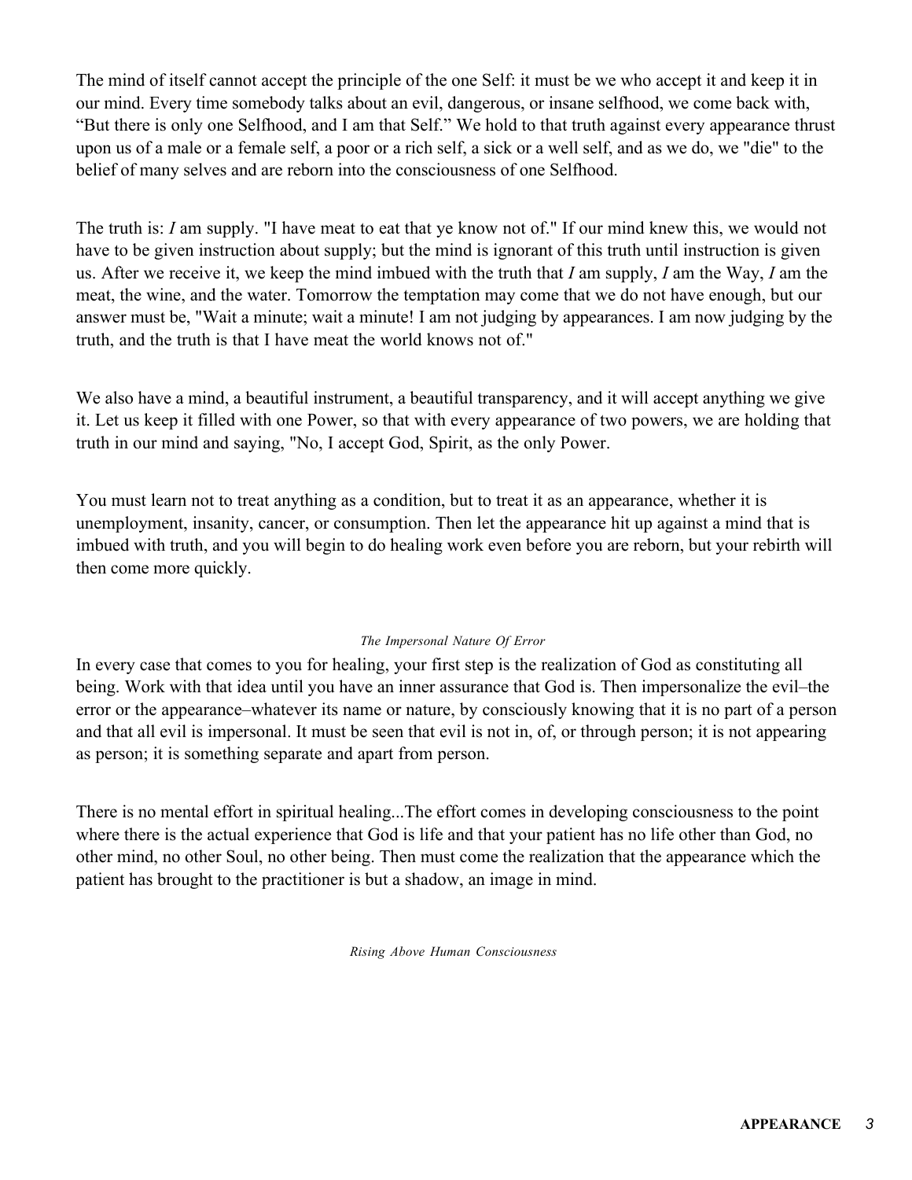The mind of itself cannot accept the principle of the one Self: it must be we who accept it and keep it in our mind. Every time somebody talks about an evil, dangerous, or insane selfhood, we come back with, “But there is only one Selfhood, and I am that Self.” We hold to that truth against every appearance thrust upon us of a male or a female self, a poor or a rich self, a sick or a well self, and as we do, we "die" to the belief of many selves and are reborn into the consciousness of one Selfhood.

The truth is: *I* am supply. "I have meat to eat that ye know not of." If our mind knew this, we would not have to be given instruction about supply; but the mind is ignorant of this truth until instruction is given us. After we receive it, we keep the mind imbued with the truth that *I* am supply, *I* am the Way, *I* am the meat, the wine, and the water. Tomorrow the temptation may come that we do not have enough, but our answer must be, "Wait a minute; wait a minute! I am not judging by appearances. I am now judging by the truth, and the truth is that I have meat the world knows not of."

We also have a mind, a beautiful instrument, a beautiful transparency, and it will accept anything we give it. Let us keep it filled with one Power, so that with every appearance of two powers, we are holding that truth in our mind and saying, "No, I accept God, Spirit, as the only Power.

You must learn not to treat anything as a condition, but to treat it as an appearance, whether it is unemployment, insanity, cancer, or consumption. Then let the appearance hit up against a mind that is imbued with truth, and you will begin to do healing work even before you are reborn, but your rebirth will then come more quickly.

*The Impersonal Nature Of Error*

In every case that comes to you for healing, your first step is the realization of God as constituting all being. Work with that idea until you have an inner assurance that God is. Then impersonalize the evil–the error or the appearance–whatever its name or nature, by consciously knowing that it is no part of a person and that all evil is impersonal. It must be seen that evil is not in, of, or through person; it is not appearing as person; it is something separate and apart from person.

There is no mental effort in spiritual healing...The effort comes in developing consciousness to the point where there is the actual experience that God is life and that your patient has no life other than God, no other mind, no other Soul, no other being. Then must come the realization that the appearance which the patient has brought to the practitioner is but a shadow, an image in mind.

*Rising Above Human Consciousness*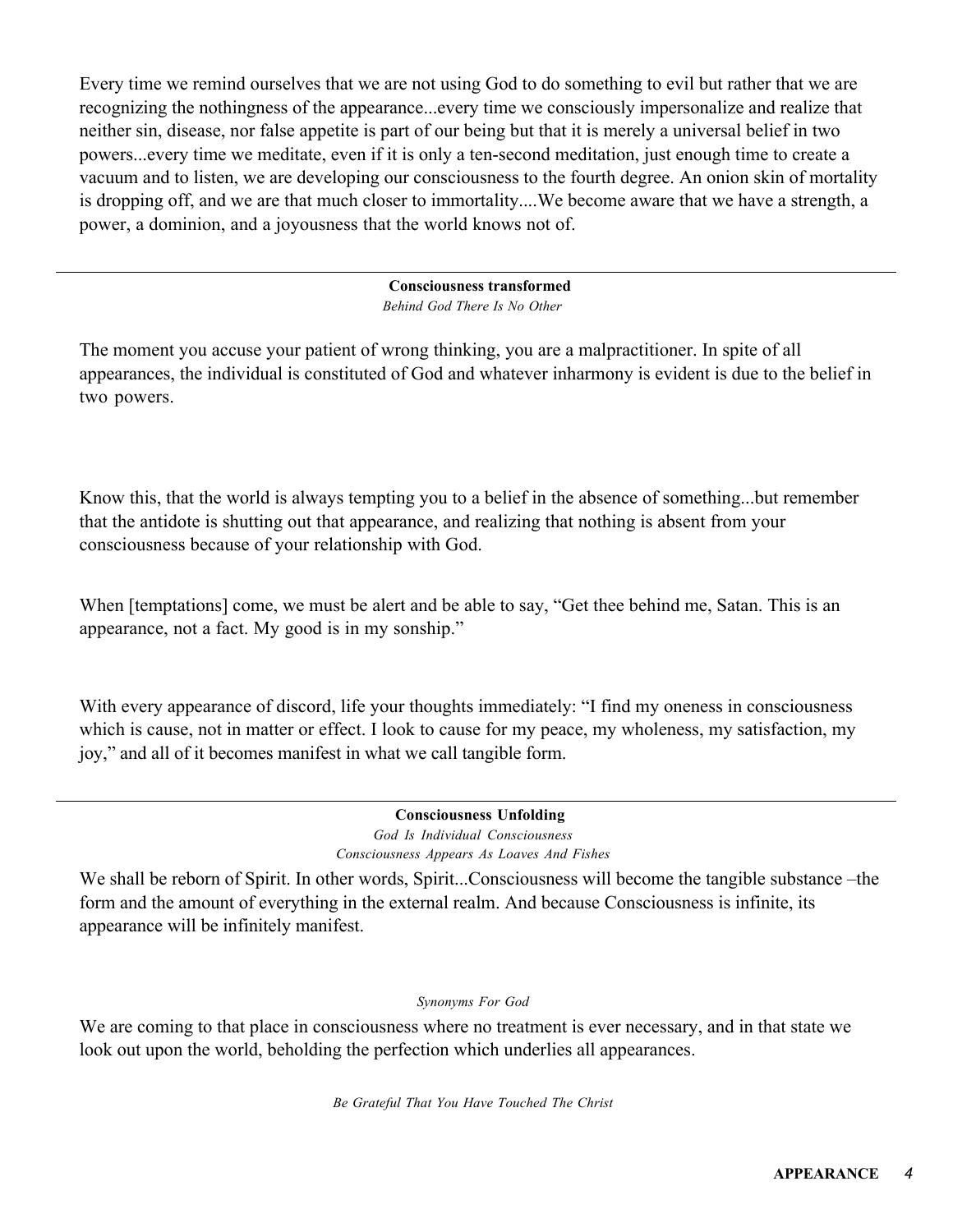Every time we remind ourselves that we are not using God to do something to evil but rather that we are recognizing the nothingness of the appearance...every time we consciously impersonalize and realize that neither sin, disease, nor false appetite is part of our being but that it is merely a universal belief in two powers...every time we meditate, even if it is only a ten-second meditation, just enough time to create a vacuum and to listen, we are developing our consciousness to the fourth degree. An onion skin of mortality is dropping off, and we are that much closer to immortality....We become aware that we have a strength, a power, a dominion, and a joyousness that the world knows not of.

---

**Consciousness transformed**

*Behind God There Is No Other*

The moment you accuse your patient of wrong thinking, you are a malpractitioner. In spite of all appearances, the individual is constituted of God and whatever inharmony is evident is due to the belief in two powers.

Know this, that the world is always tempting you to a belief in the absence of something...but remember that the antidote is shutting out that appearance, and realizing that nothing is absent from your consciousness because of your relationship with God.

When [temptations] come, we must be alert and be able to say, "Get thee behind me, Satan. This is an appearance, not a fact. My good is in my sonship."

With every appearance of discord, life your thoughts immediately: "I find my oneness in consciousness which is cause, not in matter or effect. I look to cause for my peace, my wholeness, my satisfaction, my joy," and all of it becomes manifest in what we call tangible form.

---

**Consciousness Unfolding**

*God Is Individual Consciousness*

*Consciousness Appears As Loaves And Fishes*

We shall be reborn of Spirit. In other words, Spirit...Consciousness will become the tangible substance –the form and the amount of everything in the external realm. And because Consciousness is infinite, its appearance will be infinitely manifest.

*Synonyms For God*

We are coming to that place in consciousness where no treatment is ever necessary, and in that state we look out upon the world, beholding the perfection which underlies all appearances.

*Be Grateful That You Have Touched The Christ*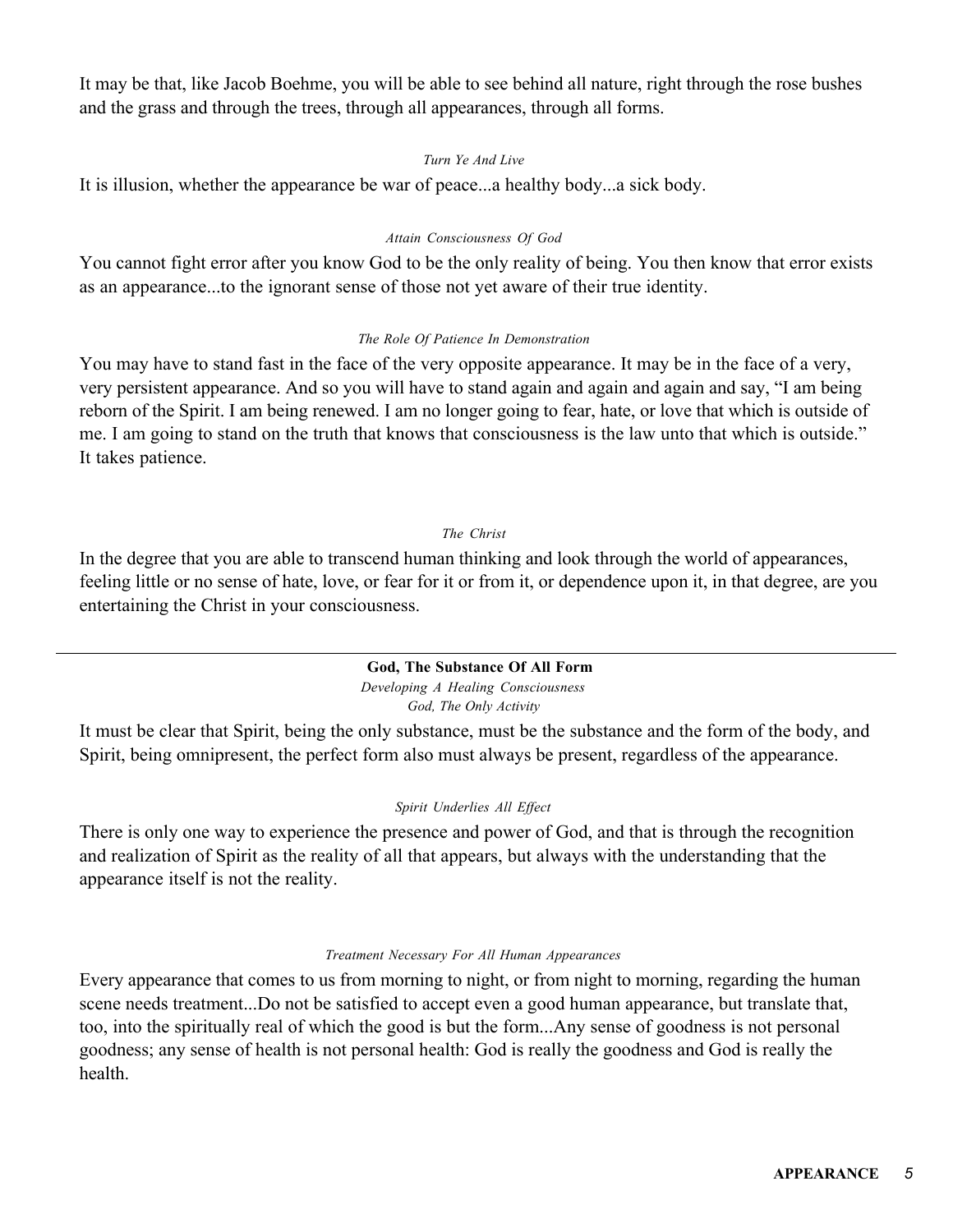It may be that, like Jacob Boehme, you will be able to see behind all nature, right through the rose bushes and the grass and through the trees, through all appearances, through all forms.

*Turn Ye And Live*

It is illusion, whether the appearance be war of peace...a healthy body...a sick body.

*Attain Consciousness Of God*

You cannot fight error after you know God to be the only reality of being. You then know that error exists as an appearance...to the ignorant sense of those not yet aware of their true identity.

*The Role Of Patience In Demonstration*

You may have to stand fast in the face of the very opposite appearance. It may be in the face of a very, very persistent appearance. And so you will have to stand again and again and again and say, "I am being reborn of the Spirit. I am being renewed. I am no longer going to fear, hate, or love that which is outside of me. I am going to stand on the truth that knows that consciousness is the law unto that which is outside." It takes patience.

*The Christ*

In the degree that you are able to transcend human thinking and look through the world of appearances, feeling little or no sense of hate, love, or fear for it or from it, or dependence upon it, in that degree, are you entertaining the Christ in your consciousness.

---

**God, The Substance Of All Form**

*Developing A Healing Consciousness*
*God, The Only Activity*

It must be clear that Spirit, being the only substance, must be the substance and the form of the body, and Spirit, being omnipresent, the perfect form also must always be present, regardless of the appearance.

*Spirit Underlies All Effect*

There is only one way to experience the presence and power of God, and that is through the recognition and realization of Spirit as the reality of all that appears, but always with the understanding that the appearance itself is not the reality.

*Treatment Necessary For All Human Appearances*

Every appearance that comes to us from morning to night, or from night to morning, regarding the human scene needs treatment...Do not be satisfied to accept even a good human appearance, but translate that, too, into the spiritually real of which the good is but the form...Any sense of goodness is not personal goodness; any sense of health is not personal health: God is really the goodness and God is really the health.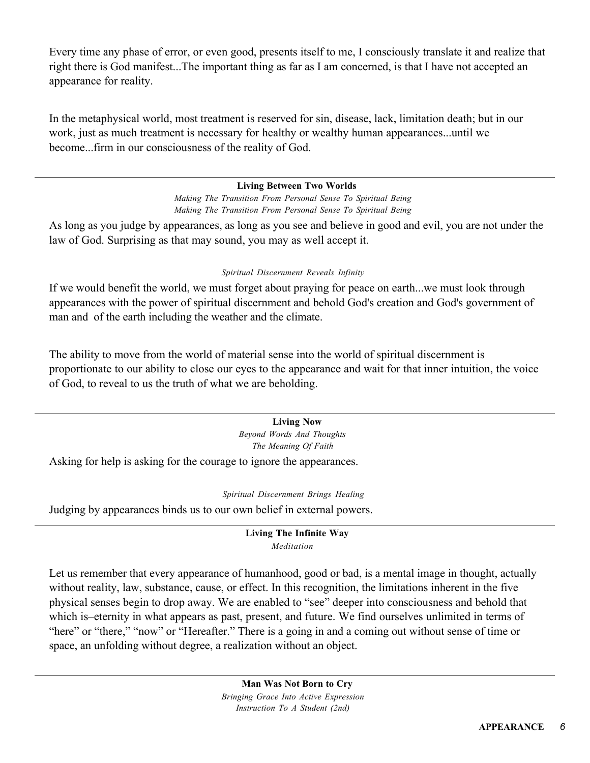Every time any phase of error, or even good, presents itself to me, I consciously translate it and realize that right there is God manifest...The important thing as far as I am concerned, is that I have not accepted an appearance for reality.

In the metaphysical world, most treatment is reserved for sin, disease, lack, limitation death; but in our work, just as much treatment is necessary for healthy or wealthy human appearances...until we become...firm in our consciousness of the reality of God.

---

**Living Between Two Worlds**

*Making The Transition From Personal Sense To Spiritual Being*

*Making The Transition From Personal Sense To Spiritual Being*

As long as you judge by appearances, as long as you see and believe in good and evil, you are not under the law of God. Surprising as that may sound, you may as well accept it.

*Spiritual Discernment Reveals Infinity*

If we would benefit the world, we must forget about praying for peace on earth...we must look through appearances with the power of spiritual discernment and behold God's creation and God's government of man and of the earth including the weather and the climate.

The ability to move from the world of material sense into the world of spiritual discernment is proportionate to our ability to close our eyes to the appearance and wait for that inner intuition, the voice of God, to reveal to us the truth of what we are beholding.

---

**Living Now**

*Beyond Words And Thoughts*

*The Meaning Of Faith*

Asking for help is asking for the courage to ignore the appearances.

*Spiritual Discernment Brings Healing*

Judging by appearances binds us to our own belief in external powers.

---

**Living The Infinite Way**

*Meditation*

Let us remember that every appearance of humanhood, good or bad, is a mental image in thought, actually without reality, law, substance, cause, or effect. In this recognition, the limitations inherent in the five physical senses begin to drop away. We are enabled to "see" deeper into consciousness and behold that which is–eternity in what appears as past, present, and future. We find ourselves unlimited in terms of "here" or "there," "now" or "Hereafter." There is a going in and a coming out without sense of time or space, an unfolding without degree, a realization without an object.

---

**Man Was Not Born to Cry**

*Bringing Grace Into Active Expression*

*Instruction To A Student (2nd)*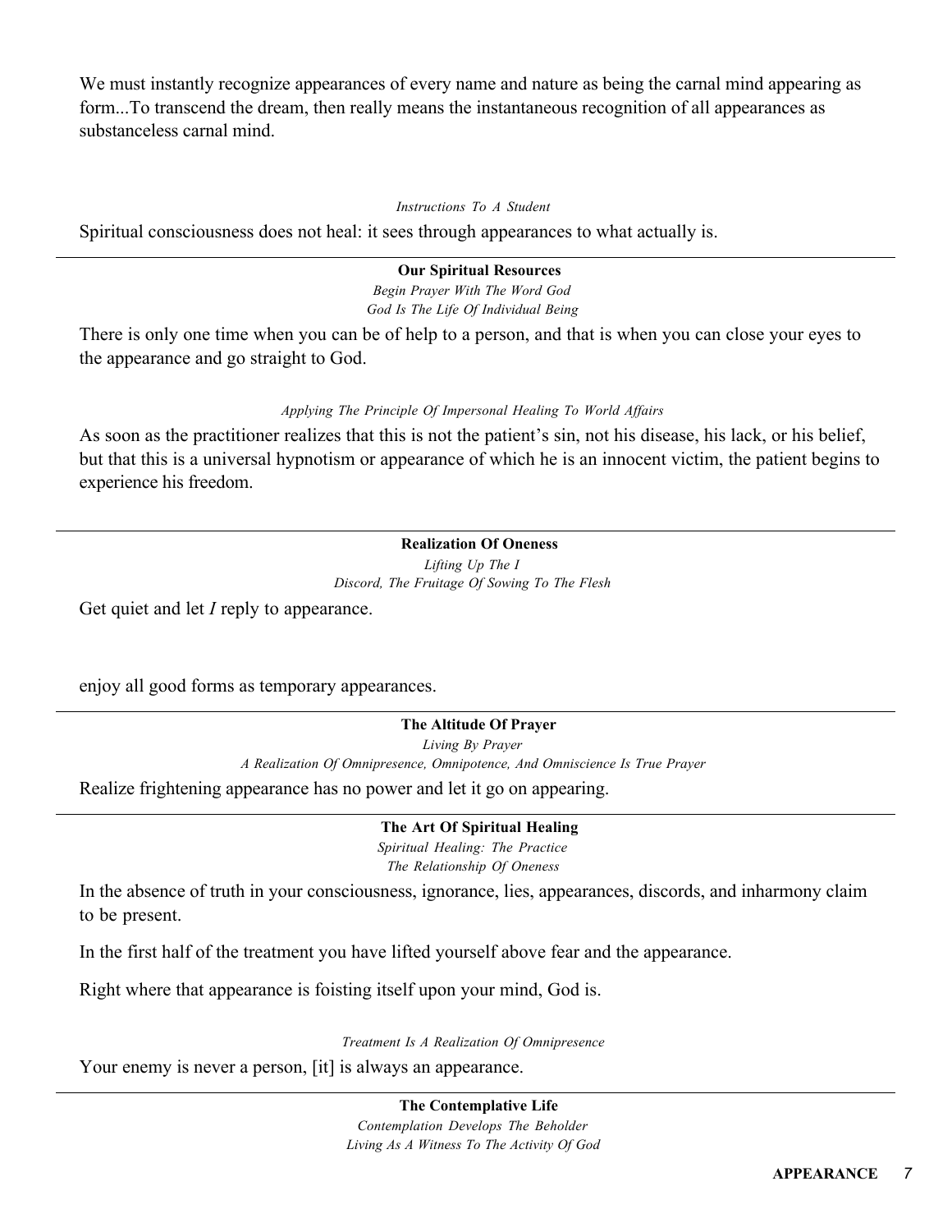We must instantly recognize appearances of every name and nature as being the carnal mind appearing as form...To transcend the dream, then really means the instantaneous recognition of all appearances as substanceless carnal mind.

*Instructions To A Student*

Spiritual consciousness does not heal: it sees through appearances to what actually is.

---

**Our Spiritual Resources**

*Begin Prayer With The Word God*

*God Is The Life Of Individual Being*

There is only one time when you can be of help to a person, and that is when you can close your eyes to the appearance and go straight to God.

*Applying The Principle Of Impersonal Healing To World Affairs*

As soon as the practitioner realizes that this is not the patient's sin, not his disease, his lack, or his belief, but that this is a universal hypnotism or appearance of which he is an innocent victim, the patient begins to experience his freedom.

---

**Realization Of Oneness**

*Lifting Up The I*

*Discord, The Fruitage Of Sowing To The Flesh*

Get quiet and let *I* reply to appearance.

enjoy all good forms as temporary appearances.

---

**The Altitude Of Prayer**

*Living By Prayer*

*A Realization Of Omnipresence, Omnipotence, And Omniscience Is True Prayer*

Realize frightening appearance has no power and let it go on appearing.

---

**The Art Of Spiritual Healing**

*Spiritual Healing: The Practice*

*The Relationship Of Oneness*

In the absence of truth in your consciousness, ignorance, lies, appearances, discords, and inharmony claim to be present.

In the first half of the treatment you have lifted yourself above fear and the appearance.

Right where that appearance is foisting itself upon your mind, God is.

*Treatment Is A Realization Of Omnipresence*

Your enemy is never a person, [it] is always an appearance.

---

**The Contemplative Life**

*Contemplation Develops The Beholder*

*Living As A Witness To The Activity Of God*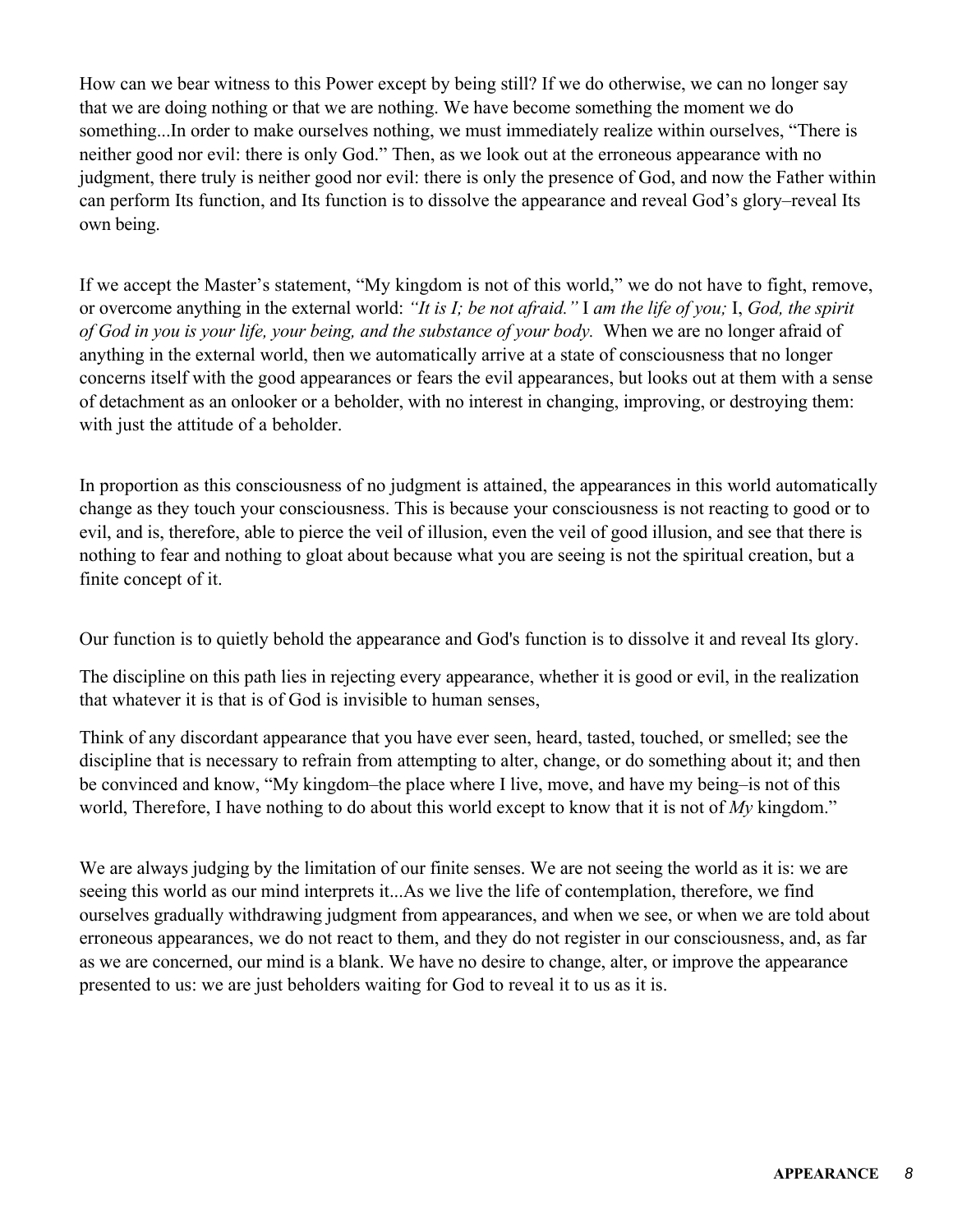How can we bear witness to this Power except by being still? If we do otherwise, we can no longer say that we are doing nothing or that we are nothing. We have become something the moment we do something...In order to make ourselves nothing, we must immediately realize within ourselves, "There is neither good nor evil: there is only God." Then, as we look out at the erroneous appearance with no judgment, there truly is neither good nor evil: there is only the presence of God, and now the Father within can perform Its function, and Its function is to dissolve the appearance and reveal God's glory–reveal Its own being.

If we accept the Master's statement, "My kingdom is not of this world," we do not have to fight, remove, or overcome anything in the external world: *"It is I; be not afraid."* I *am the life of you;* I, *God, the spirit of God in you is your life, your being, and the substance of your body.* When we are no longer afraid of anything in the external world, then we automatically arrive at a state of consciousness that no longer concerns itself with the good appearances or fears the evil appearances, but looks out at them with a sense of detachment as an onlooker or a beholder, with no interest in changing, improving, or destroying them: with just the attitude of a beholder.

In proportion as this consciousness of no judgment is attained, the appearances in this world automatically change as they touch your consciousness. This is because your consciousness is not reacting to good or to evil, and is, therefore, able to pierce the veil of illusion, even the veil of good illusion, and see that there is nothing to fear and nothing to gloat about because what you are seeing is not the spiritual creation, but a finite concept of it.

Our function is to quietly behold the appearance and God's function is to dissolve it and reveal Its glory.

The discipline on this path lies in rejecting every appearance, whether it is good or evil, in the realization that whatever it is that is of God is invisible to human senses,

Think of any discordant appearance that you have ever seen, heard, tasted, touched, or smelled; see the discipline that is necessary to refrain from attempting to alter, change, or do something about it; and then be convinced and know, "My kingdom–the place where I live, move, and have my being–is not of this world, Therefore, I have nothing to do about this world except to know that it is not of *My* kingdom."

We are always judging by the limitation of our finite senses. We are not seeing the world as it is: we are seeing this world as our mind interprets it...As we live the life of contemplation, therefore, we find ourselves gradually withdrawing judgment from appearances, and when we see, or when we are told about erroneous appearances, we do not react to them, and they do not register in our consciousness, and, as far as we are concerned, our mind is a blank. We have no desire to change, alter, or improve the appearance presented to us: we are just beholders waiting for God to reveal it to us as it is.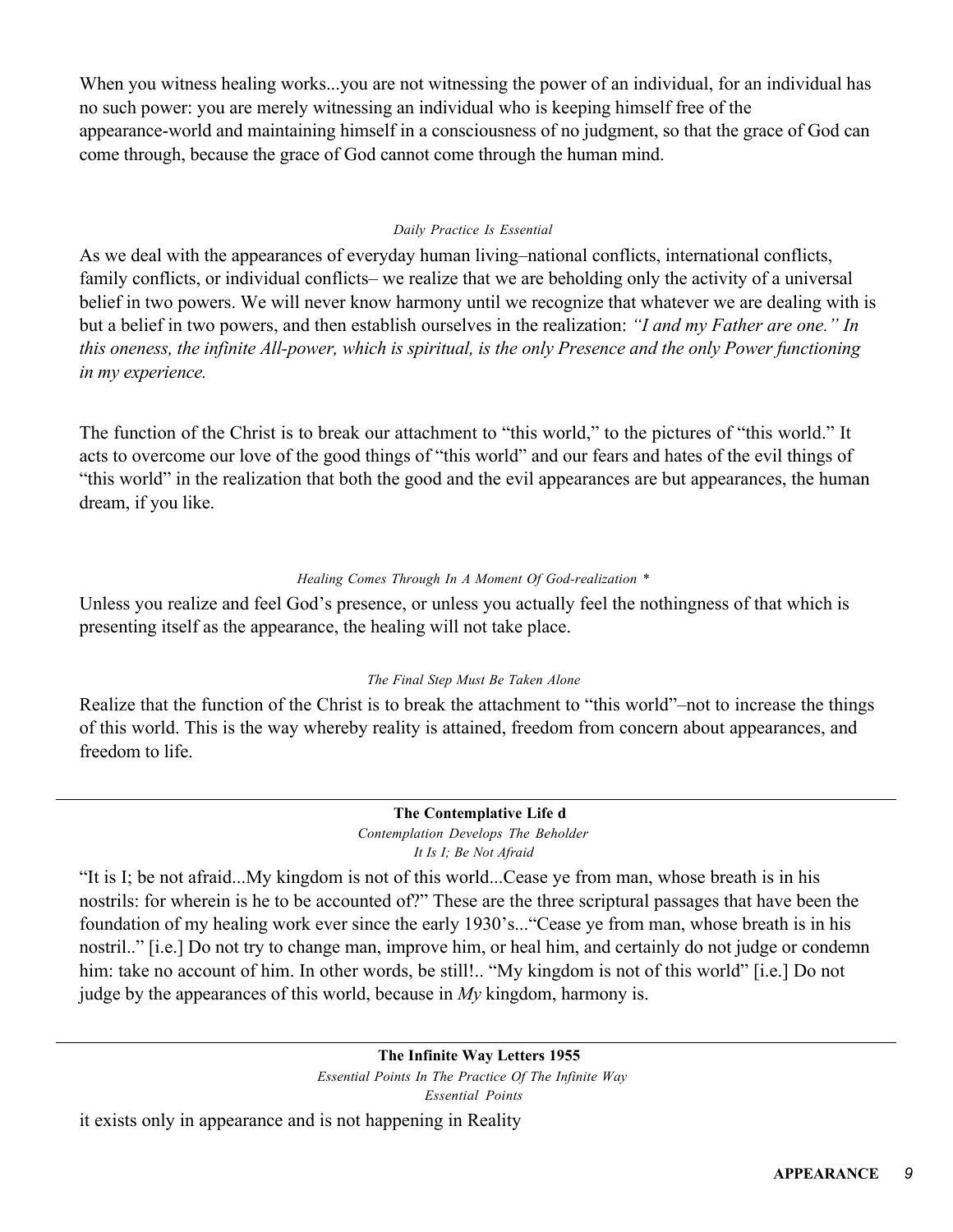When you witness healing works...you are not witnessing the power of an individual, for an individual has no such power: you are merely witnessing an individual who is keeping himself free of the appearance-world and maintaining himself in a consciousness of no judgment, so that the grace of God can come through, because the grace of God cannot come through the human mind.

*Daily Practice Is Essential*

As we deal with the appearances of everyday human living–national conflicts, international conflicts, family conflicts, or individual conflicts– we realize that we are beholding only the activity of a universal belief in two powers. We will never know harmony until we recognize that whatever we are dealing with is but a belief in two powers, and then establish ourselves in the realization: *"I and my Father are one." In this oneness, the infinite All-power, which is spiritual, is the only Presence and the only Power functioning in my experience.*

The function of the Christ is to break our attachment to "this world," to the pictures of "this world." It acts to overcome our love of the good things of "this world" and our fears and hates of the evil things of "this world" in the realization that both the good and the evil appearances are but appearances, the human dream, if you like.

*Healing Comes Through In A Moment Of God-realization **

Unless you realize and feel God's presence, or unless you actually feel the nothingness of that which is presenting itself as the appearance, the healing will not take place.

*The Final Step Must Be Taken Alone*

Realize that the function of the Christ is to break the attachment to "this world"–not to increase the things of this world. This is the way whereby reality is attained, freedom from concern about appearances, and freedom to life.

---

**The Contemplative Life d**

*Contemplation Develops The Beholder*

*It Is I; Be Not Afraid*

"It is I; be not afraid...My kingdom is not of this world...Cease ye from man, whose breath is in his nostrils: for wherein is he to be accounted of?" These are the three scriptural passages that have been the foundation of my healing work ever since the early 1930's..."Cease ye from man, whose breath is in his nostril.." [i.e.] Do not try to change man, improve him, or heal him, and certainly do not judge or condemn him: take no account of him. In other words, be still!.. "My kingdom is not of this world" [i.e.] Do not judge by the appearances of this world, because in *My* kingdom, harmony is.

---

**The Infinite Way Letters 1955**

*Essential Points In The Practice Of The Infinite Way*

*Essential Points*

it exists only in appearance and is not happening in Reality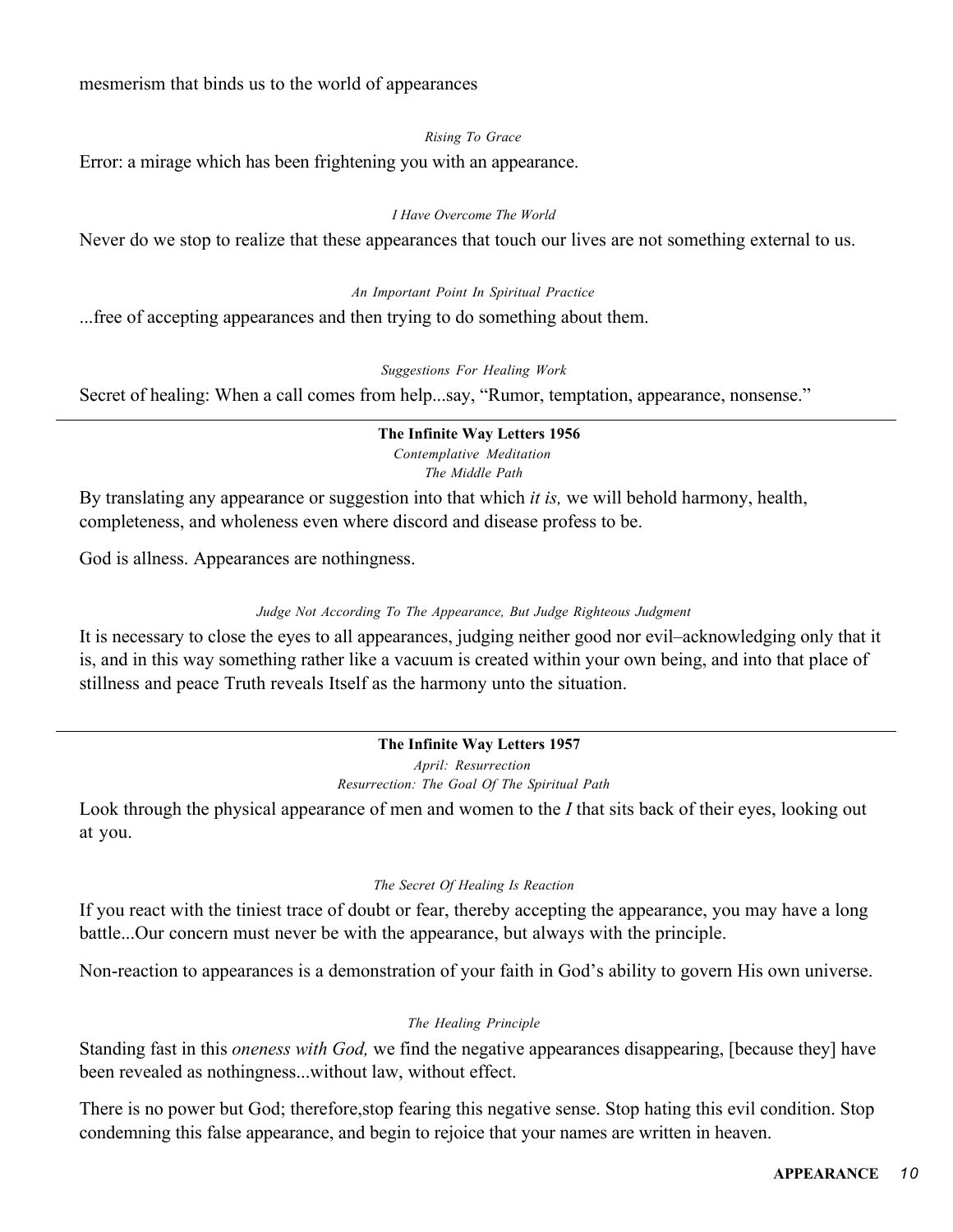mesmerism that binds us to the world of appearances

*Rising To Grace*

Error: a mirage which has been frightening you with an appearance.

*I Have Overcome The World*

Never do we stop to realize that these appearances that touch our lives are not something external to us.

*An Important Point In Spiritual Practice*

...free of accepting appearances and then trying to do something about them.

*Suggestions For Healing Work*

Secret of healing: When a call comes from help...say, "Rumor, temptation, appearance, nonsense."

---

**The Infinite Way Letters 1956**

*Contemplative Meditation*

*The Middle Path*

By translating any appearance or suggestion into that which *it is,* we will behold harmony, health, completeness, and wholeness even where discord and disease profess to be.

God is allness. Appearances are nothingness.

*Judge Not According To The Appearance, But Judge Righteous Judgment*

It is necessary to close the eyes to all appearances, judging neither good nor evil–acknowledging only that it is, and in this way something rather like a vacuum is created within your own being, and into that place of stillness and peace Truth reveals Itself as the harmony unto the situation.

---

**The Infinite Way Letters 1957**

*April: Resurrection*

*Resurrection: The Goal Of The Spiritual Path*

Look through the physical appearance of men and women to the *I* that sits back of their eyes, looking out at you.

*The Secret Of Healing Is Reaction*

If you react with the tiniest trace of doubt or fear, thereby accepting the appearance, you may have a long battle...Our concern must never be with the appearance, but always with the principle.

Non-reaction to appearances is a demonstration of your faith in God's ability to govern His own universe.

*The Healing Principle*

Standing fast in this *oneness with God,* we find the negative appearances disappearing, [because they] have been revealed as nothingness...without law, without effect.

There is no power but God; therefore,stop fearing this negative sense. Stop hating this evil condition. Stop condemning this false appearance, and begin to rejoice that your names are written in heaven.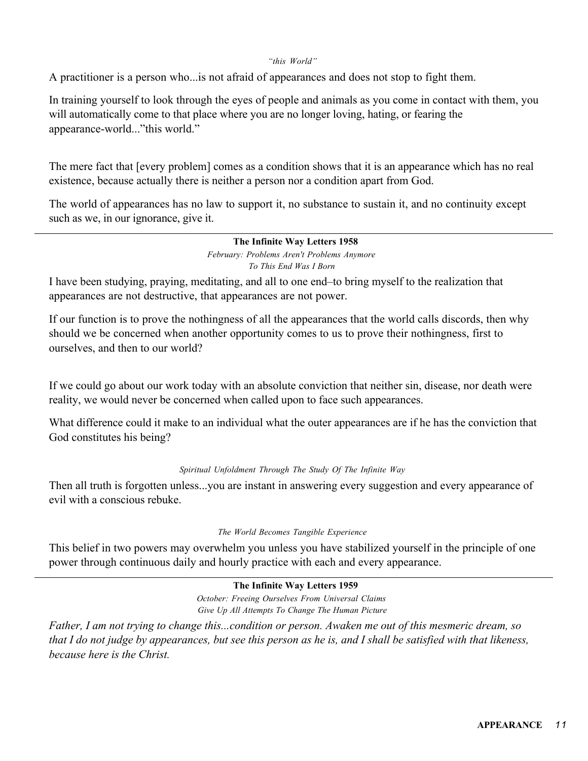*"this World"*

A practitioner is a person who...is not afraid of appearances and does not stop to fight them.

In training yourself to look through the eyes of people and animals as you come in contact with them, you will automatically come to that place where you are no longer loving, hating, or fearing the appearance-world..."this world."

The mere fact that [every problem] comes as a condition shows that it is an appearance which has no real existence, because actually there is neither a person nor a condition apart from God.

The world of appearances has no law to support it, no substance to sustain it, and no continuity except such as we, in our ignorance, give it.

---

**The Infinite Way Letters 1958**

*February: Problems Aren't Problems Anymore*

*To This End Was I Born*

I have been studying, praying, meditating, and all to one end–to bring myself to the realization that appearances are not destructive, that appearances are not power.

If our function is to prove the nothingness of all the appearances that the world calls discords, then why should we be concerned when another opportunity comes to us to prove their nothingness, first to ourselves, and then to our world?

If we could go about our work today with an absolute conviction that neither sin, disease, nor death were reality, we would never be concerned when called upon to face such appearances.

What difference could it make to an individual what the outer appearances are if he has the conviction that God constitutes his being?

*Spiritual Unfoldment Through The Study Of The Infinite Way*

Then all truth is forgotten unless...you are instant in answering every suggestion and every appearance of evil with a conscious rebuke.

*The World Becomes Tangible Experience*

This belief in two powers may overwhelm you unless you have stabilized yourself in the principle of one power through continuous daily and hourly practice with each and every appearance.

---

**The Infinite Way Letters 1959**

*October: Freeing Ourselves From Universal Claims*

*Give Up All Attempts To Change The Human Picture*

*Father, I am not trying to change this...condition or person. Awaken me out of this mesmeric dream, so that I do not judge by appearances, but see this person as he is, and I shall be satisfied with that likeness, because here is the Christ.*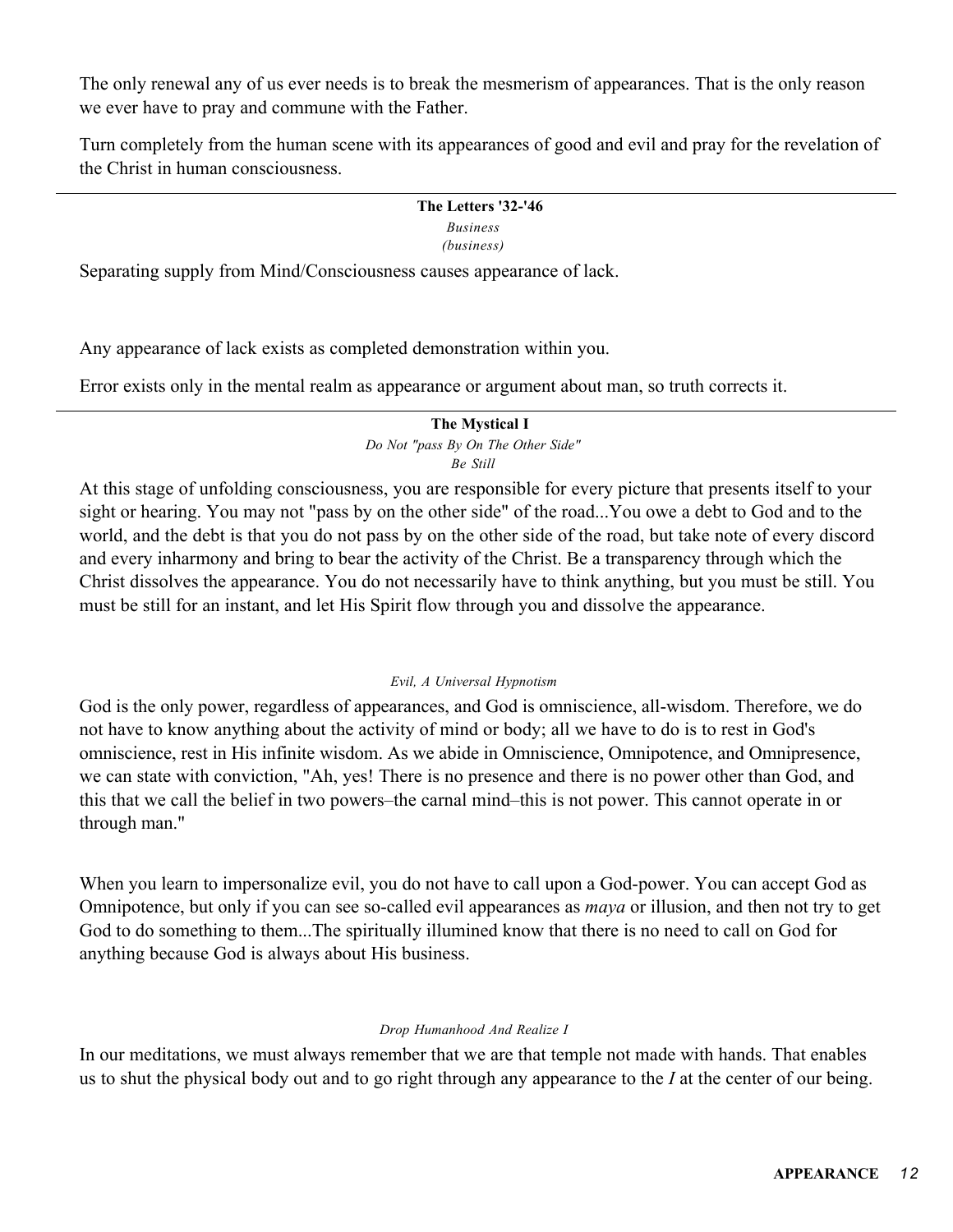The only renewal any of us ever needs is to break the mesmerism of appearances. That is the only reason we ever have to pray and commune with the Father.

Turn completely from the human scene with its appearances of good and evil and pray for the revelation of the Christ in human consciousness.

---

**The Letters '32-'46**

*Business*
*(business)*

Separating supply from Mind/Consciousness causes appearance of lack.

Any appearance of lack exists as completed demonstration within you.

Error exists only in the mental realm as appearance or argument about man, so truth corrects it.

---

**The Mystical I**

*Do Not "pass By On The Other Side"*
*Be Still*

At this stage of unfolding consciousness, you are responsible for every picture that presents itself to your sight or hearing. You may not "pass by on the other side" of the road...You owe a debt to God and to the world, and the debt is that you do not pass by on the other side of the road, but take note of every discord and every inharmony and bring to bear the activity of the Christ. Be a transparency through which the Christ dissolves the appearance. You do not necessarily have to think anything, but you must be still. You must be still for an instant, and let His Spirit flow through you and dissolve the appearance.

*Evil, A Universal Hypnotism*

God is the only power, regardless of appearances, and God is omniscience, all-wisdom. Therefore, we do not have to know anything about the activity of mind or body; all we have to do is to rest in God's omniscience, rest in His infinite wisdom. As we abide in Omniscience, Omnipotence, and Omnipresence, we can state with conviction, "Ah, yes! There is no presence and there is no power other than God, and this that we call the belief in two powers–the carnal mind–this is not power. This cannot operate in or through man."

When you learn to impersonalize evil, you do not have to call upon a God-power. You can accept God as Omnipotence, but only if you can see so-called evil appearances as *maya* or illusion, and then not try to get God to do something to them...The spiritually illumined know that there is no need to call on God for anything because God is always about His business.

*Drop Humanhood And Realize I*

In our meditations, we must always remember that we are that temple not made with hands. That enables us to shut the physical body out and to go right through any appearance to the *I* at the center of our being.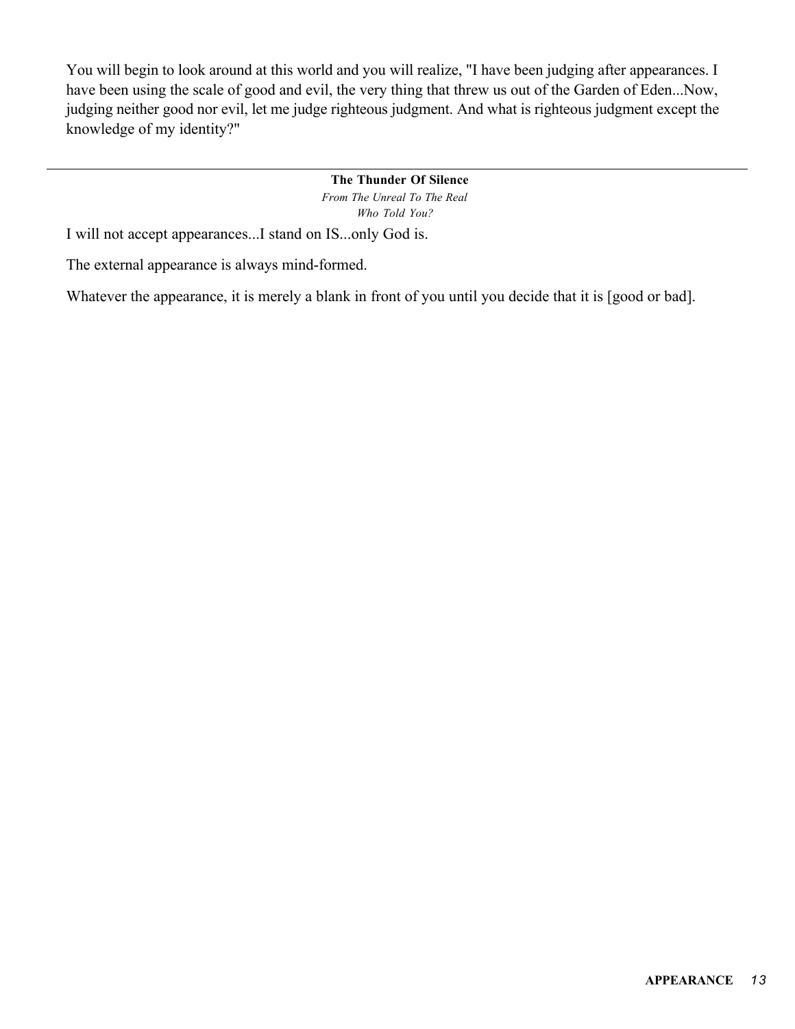You will begin to look around at this world and you will realize, "I have been judging after appearances. I have been using the scale of good and evil, the very thing that threw us out of the Garden of Eden...Now, judging neither good nor evil, let me judge righteous judgment. And what is righteous judgment except the knowledge of my identity?"

---

**The Thunder Of Silence**

*From The Unreal To The Real*

*Who Told You?*

I will not accept appearances...I stand on IS...only God is.

The external appearance is always mind-formed.

Whatever the appearance, it is merely a blank in front of you until you decide that it is [good or bad].